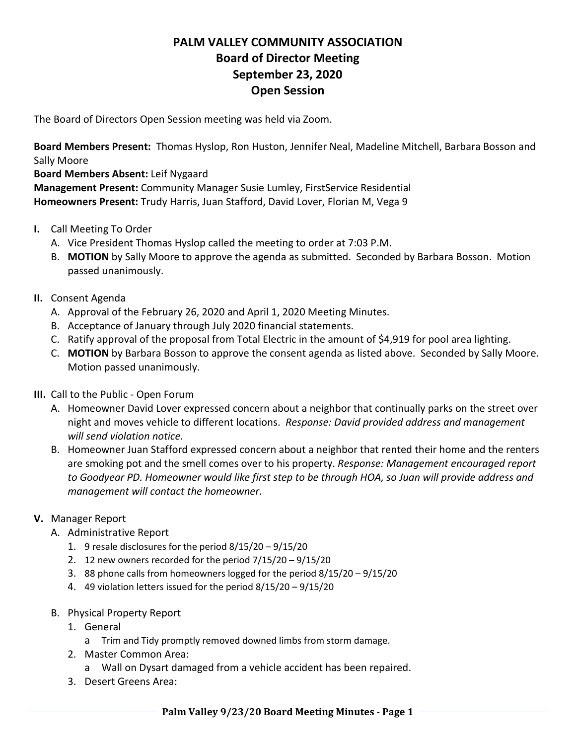# PALM VALLEY COMMUNITY ASSOCIATION
## Board of Director Meeting
## September 23, 2020
## Open Session

The Board of Directors Open Session meeting was held via Zoom.

**Board Members Present:** Thomas Hyslop, Ron Huston, Jennifer Neal, Madeline Mitchell, Barbara Bosson and Sally Moore
**Board Members Absent:** Leif Nygaard
**Management Present:** Community Manager Susie Lumley, FirstService Residential
**Homeowners Present:** Trudy Harris, Juan Stafford, David Lover, Florian M, Vega 9

- **I.** Call Meeting To Order
  - A. Vice President Thomas Hyslop called the meeting to order at 7:03 P.M.
  - B. **MOTION** by Sally Moore to approve the agenda as submitted. Seconded by Barbara Bosson. Motion passed unanimously.
- **II.** Consent Agenda
  - A. Approval of the February 26, 2020 and April 1, 2020 Meeting Minutes.
  - B. Acceptance of January through July 2020 financial statements.
  - C. Ratify approval of the proposal from Total Electric in the amount of $4,919 for pool area lighting.
  - C. **MOTION** by Barbara Bosson to approve the consent agenda as listed above. Seconded by Sally Moore. Motion passed unanimously.
- **III.** Call to the Public - Open Forum
  - A. Homeowner David Lover expressed concern about a neighbor that continually parks on the street over night and moves vehicle to different locations. *Response: David provided address and management will send violation notice.*
  - B. Homeowner Juan Stafford expressed concern about a neighbor that rented their home and the renters are smoking pot and the smell comes over to his property. *Response: Management encouraged report to Goodyear PD. Homeowner would like first step to be through HOA, so Juan will provide address and management will contact the homeowner.*
- **V.** Manager Report
  - A. Administrative Report
    1. 9 resale disclosures for the period 8/15/20 – 9/15/20
    2. 12 new owners recorded for the period 7/15/20 – 9/15/20
    3. 88 phone calls from homeowners logged for the period 8/15/20 – 9/15/20
    4. 49 violation letters issued for the period 8/15/20 – 9/15/20
  - B. Physical Property Report
    1. General
       - a Trim and Tidy promptly removed downed limbs from storm damage.
    2. Master Common Area:
       - a Wall on Dysart damaged from a vehicle accident has been repaired.
    3. Desert Greens Area: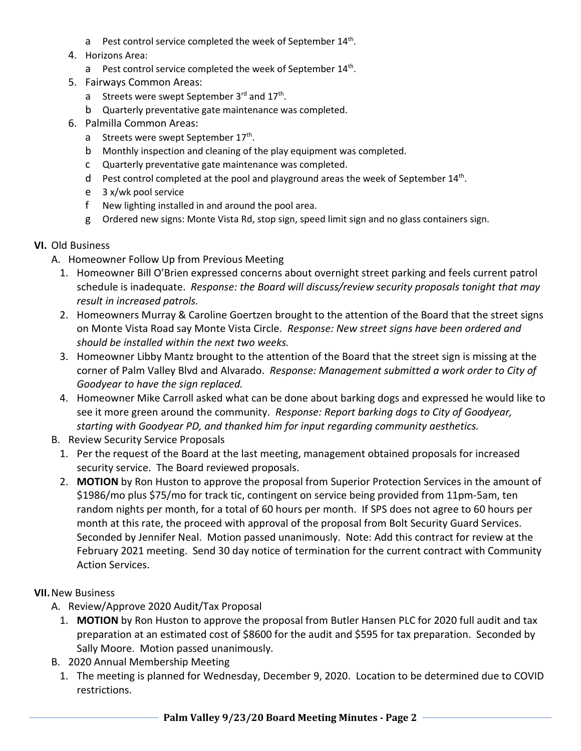a. Pest control service completed the week of September 14th.

4. Horizons Area:
   a. Pest control service completed the week of September 14th.
5. Fairways Common Areas:
   a. Streets were swept September 3rd and 17th.
   b. Quarterly preventative gate maintenance was completed.
6. Palmilla Common Areas:
   a. Streets were swept September 17th.
   b. Monthly inspection and cleaning of the play equipment was completed.
   c. Quarterly preventative gate maintenance was completed.
   d. Pest control completed at the pool and playground areas the week of September 14th.
   e. 3 x/wk pool service
   f. New lighting installed in and around the pool area.
   g. Ordered new signs: Monte Vista Rd, stop sign, speed limit sign and no glass containers sign.

**VI.** Old Business

A. Homeowner Follow Up from Previous Meeting
   1. Homeowner Bill O'Brien expressed concerns about overnight street parking and feels current patrol schedule is inadequate. *Response: the Board will discuss/review security proposals tonight that may result in increased patrols.*
   2. Homeowners Murray & Caroline Goertzen brought to the attention of the Board that the street signs on Monte Vista Road say Monte Vista Circle. *Response: New street signs have been ordered and should be installed within the next two weeks.*
   3. Homeowner Libby Mantz brought to the attention of the Board that the street sign is missing at the corner of Palm Valley Blvd and Alvarado. *Response: Management submitted a work order to City of Goodyear to have the sign replaced.*
   4. Homeowner Mike Carroll asked what can be done about barking dogs and expressed he would like to see it more green around the community. *Response: Report barking dogs to City of Goodyear, starting with Goodyear PD, and thanked him for input regarding community aesthetics.*

B. Review Security Service Proposals
   1. Per the request of the Board at the last meeting, management obtained proposals for increased security service. The Board reviewed proposals.
   2. **MOTION** by Ron Huston to approve the proposal from Superior Protection Services in the amount of $1986/mo plus $75/mo for track tic, contingent on service being provided from 11pm-5am, ten random nights per month, for a total of 60 hours per month. If SPS does not agree to 60 hours per month at this rate, the proceed with approval of the proposal from Bolt Security Guard Services. Seconded by Jennifer Neal. Motion passed unanimously. Note: Add this contract for review at the February 2021 meeting. Send 30 day notice of termination for the current contract with Community Action Services.

**VII.** New Business

A. Review/Approve 2020 Audit/Tax Proposal
   1. **MOTION** by Ron Huston to approve the proposal from Butler Hansen PLC for 2020 full audit and tax preparation at an estimated cost of $8600 for the audit and $595 for tax preparation. Seconded by Sally Moore. Motion passed unanimously.

B. 2020 Annual Membership Meeting
   1. The meeting is planned for Wednesday, December 9, 2020. Location to be determined due to COVID restrictions.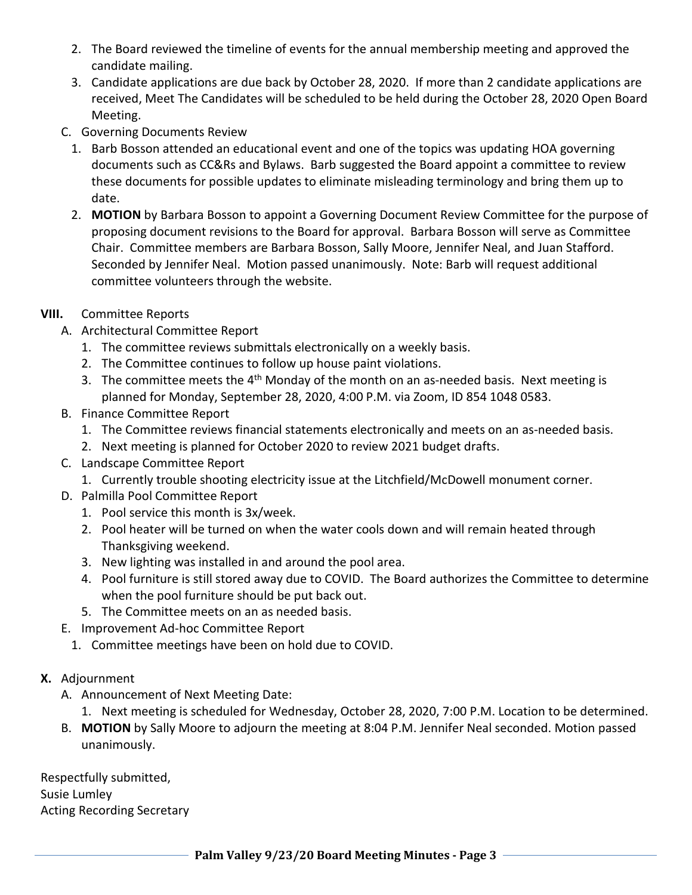2. The Board reviewed the timeline of events for the annual membership meeting and approved the candidate mailing.
3. Candidate applications are due back by October 28, 2020. If more than 2 candidate applications are received, Meet The Candidates will be scheduled to be held during the October 28, 2020 Open Board Meeting.

C. Governing Documents Review

1. Barb Bosson attended an educational event and one of the topics was updating HOA governing documents such as CC&Rs and Bylaws. Barb suggested the Board appoint a committee to review these documents for possible updates to eliminate misleading terminology and bring them up to date.
2. **MOTION** by Barbara Bosson to appoint a Governing Document Review Committee for the purpose of proposing document revisions to the Board for approval. Barbara Bosson will serve as Committee Chair. Committee members are Barbara Bosson, Sally Moore, Jennifer Neal, and Juan Stafford. Seconded by Jennifer Neal. Motion passed unanimously. Note: Barb will request additional committee volunteers through the website.

**VIII.** Committee Reports

A. Architectural Committee Report

1. The committee reviews submittals electronically on a weekly basis.
2. The Committee continues to follow up house paint violations.
3. The committee meets the 4th Monday of the month on an as-needed basis. Next meeting is planned for Monday, September 28, 2020, 4:00 P.M. via Zoom, ID 854 1048 0583.

B. Finance Committee Report

1. The Committee reviews financial statements electronically and meets on an as-needed basis.
2. Next meeting is planned for October 2020 to review 2021 budget drafts.

C. Landscape Committee Report

1. Currently trouble shooting electricity issue at the Litchfield/McDowell monument corner.

D. Palmilla Pool Committee Report

1. Pool service this month is 3x/week.
2. Pool heater will be turned on when the water cools down and will remain heated through Thanksgiving weekend.
3. New lighting was installed in and around the pool area.
4. Pool furniture is still stored away due to COVID. The Board authorizes the Committee to determine when the pool furniture should be put back out.
5. The Committee meets on an as needed basis.

E. Improvement Ad-hoc Committee Report

1. Committee meetings have been on hold due to COVID.

**X.** Adjournment

A. Announcement of Next Meeting Date:

1. Next meeting is scheduled for Wednesday, October 28, 2020, 7:00 P.M. Location to be determined.

B. **MOTION** by Sally Moore to adjourn the meeting at 8:04 P.M. Jennifer Neal seconded. Motion passed unanimously.

Respectfully submitted,
Susie Lumley
Acting Recording Secretary